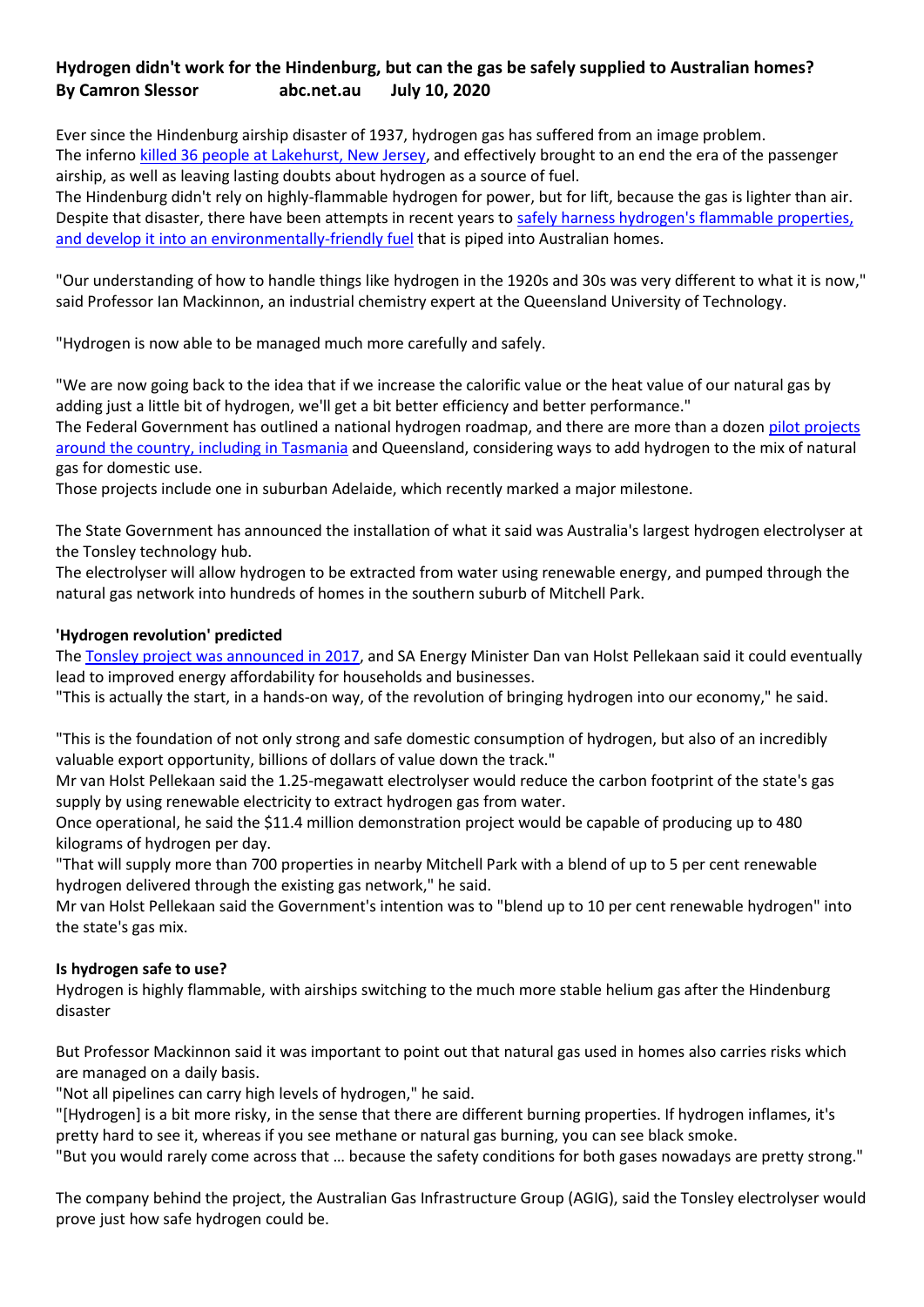**Hydrogen didn't work for the Hindenburg, but can the gas be safely supplied to Australian homes?**
**By Camron Slessor abc.net.au July 10, 2020**

Ever since the Hindenburg airship disaster of 1937, hydrogen gas has suffered from an image problem.
The inferno killed 36 people at Lakehurst, New Jersey, and effectively brought to an end the era of the passenger airship, as well as leaving lasting doubts about hydrogen as a source of fuel.
The Hindenburg didn't rely on highly-flammable hydrogen for power, but for lift, because the gas is lighter than air.
Despite that disaster, there have been attempts in recent years to safely harness hydrogen's flammable properties, and develop it into an environmentally-friendly fuel that is piped into Australian homes.

"Our understanding of how to handle things like hydrogen in the 1920s and 30s was very different to what it is now," said Professor Ian Mackinnon, an industrial chemistry expert at the Queensland University of Technology.

"Hydrogen is now able to be managed much more carefully and safely.

"We are now going back to the idea that if we increase the calorific value or the heat value of our natural gas by adding just a little bit of hydrogen, we'll get a bit better efficiency and better performance."
The Federal Government has outlined a national hydrogen roadmap, and there are more than a dozen pilot projects around the country, including in Tasmania and Queensland, considering ways to add hydrogen to the mix of natural gas for domestic use.
Those projects include one in suburban Adelaide, which recently marked a major milestone.

The State Government has announced the installation of what it said was Australia's largest hydrogen electrolyser at the Tonsley technology hub.
The electrolyser will allow hydrogen to be extracted from water using renewable energy, and pumped through the natural gas network into hundreds of homes in the southern suburb of Mitchell Park.

**'Hydrogen revolution' predicted**

The Tonsley project was announced in 2017, and SA Energy Minister Dan van Holst Pellekaan said it could eventually lead to improved energy affordability for households and businesses.
"This is actually the start, in a hands-on way, of the revolution of bringing hydrogen into our economy," he said.

"This is the foundation of not only strong and safe domestic consumption of hydrogen, but also of an incredibly valuable export opportunity, billions of dollars of value down the track."
Mr van Holst Pellekaan said the 1.25-megawatt electrolyser would reduce the carbon footprint of the state's gas supply by using renewable electricity to extract hydrogen gas from water.
Once operational, he said the $11.4 million demonstration project would be capable of producing up to 480 kilograms of hydrogen per day.
"That will supply more than 700 properties in nearby Mitchell Park with a blend of up to 5 per cent renewable hydrogen delivered through the existing gas network," he said.
Mr van Holst Pellekaan said the Government's intention was to "blend up to 10 per cent renewable hydrogen" into the state's gas mix.

**Is hydrogen safe to use?**

Hydrogen is highly flammable, with airships switching to the much more stable helium gas after the Hindenburg disaster

But Professor Mackinnon said it was important to point out that natural gas used in homes also carries risks which are managed on a daily basis.
"Not all pipelines can carry high levels of hydrogen," he said.
"[Hydrogen] is a bit more risky, in the sense that there are different burning properties. If hydrogen inflames, it's pretty hard to see it, whereas if you see methane or natural gas burning, you can see black smoke.
"But you would rarely come across that … because the safety conditions for both gases nowadays are pretty strong."

The company behind the project, the Australian Gas Infrastructure Group (AGIG), said the Tonsley electrolyser would prove just how safe hydrogen could be.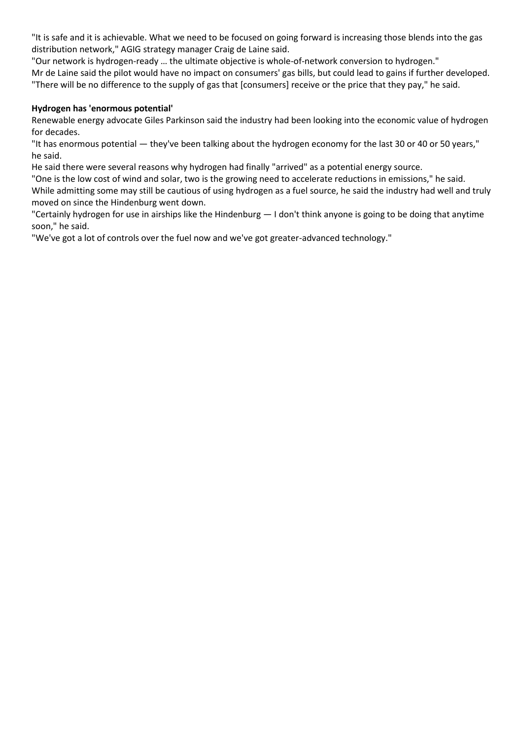"It is safe and it is achievable. What we need to be focused on going forward is increasing those blends into the gas distribution network," AGIG strategy manager Craig de Laine said.

"Our network is hydrogen-ready … the ultimate objective is whole-of-network conversion to hydrogen."

Mr de Laine said the pilot would have no impact on consumers' gas bills, but could lead to gains if further developed.

"There will be no difference to the supply of gas that [consumers] receive or the price that they pay," he said.

**Hydrogen has 'enormous potential'**

Renewable energy advocate Giles Parkinson said the industry had been looking into the economic value of hydrogen for decades.

"It has enormous potential — they've been talking about the hydrogen economy for the last 30 or 40 or 50 years," he said.

He said there were several reasons why hydrogen had finally "arrived" as a potential energy source.

"One is the low cost of wind and solar, two is the growing need to accelerate reductions in emissions," he said.

While admitting some may still be cautious of using hydrogen as a fuel source, he said the industry had well and truly moved on since the Hindenburg went down.

"Certainly hydrogen for use in airships like the Hindenburg — I don't think anyone is going to be doing that anytime soon," he said.

"We've got a lot of controls over the fuel now and we've got greater-advanced technology."